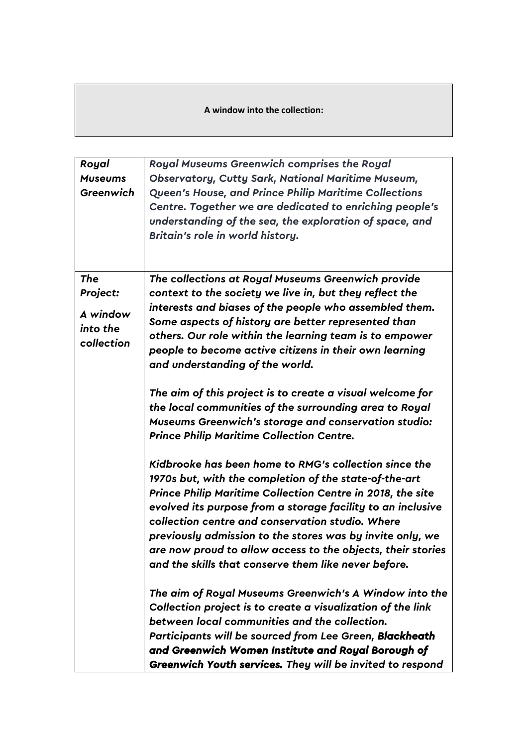**A window into the collection:**

| | |
|---|---|
| ***Royal Museums Greenwich*** | ***Royal Museums Greenwich comprises the Royal Observatory, Cutty Sark, National Maritime Museum, Queen's House, and Prince Philip Maritime Collections Centre. Together we are dedicated to enriching people's understanding of the sea, the exploration of space, and Britain's role in world history.*** |
| ***The Project:*** <br><br> ***A window into the collection*** | ***The collections at Royal Museums Greenwich provide context to the society we live in, but they reflect the interests and biases of the people who assembled them. Some aspects of history are better represented than others. Our role within the learning team is to empower people to become active citizens in their own learning and understanding of the world.*** <br><br> ***The aim of this project is to create a visual welcome for the local communities of the surrounding area to Royal Museums Greenwich's storage and conservation studio: Prince Philip Maritime Collection Centre.*** <br><br> ***Kidbrooke has been home to RMG's collection since the 1970s but, with the completion of the state-of-the-art Prince Philip Maritime Collection Centre in 2018, the site evolved its purpose from a storage facility to an inclusive collection centre and conservation studio. Where previously admission to the stores was by invite only, we are now proud to allow access to the objects, their stories and the skills that conserve them like never before.*** <br><br> ***The aim of Royal Museums Greenwich's A Window into the Collection project is to create a visualization of the link between local communities and the collection. Participants will be sourced from Lee Green, Blackheath and Greenwich Women Institute and Royal Borough of Greenwich Youth services. They will be invited to respond*** |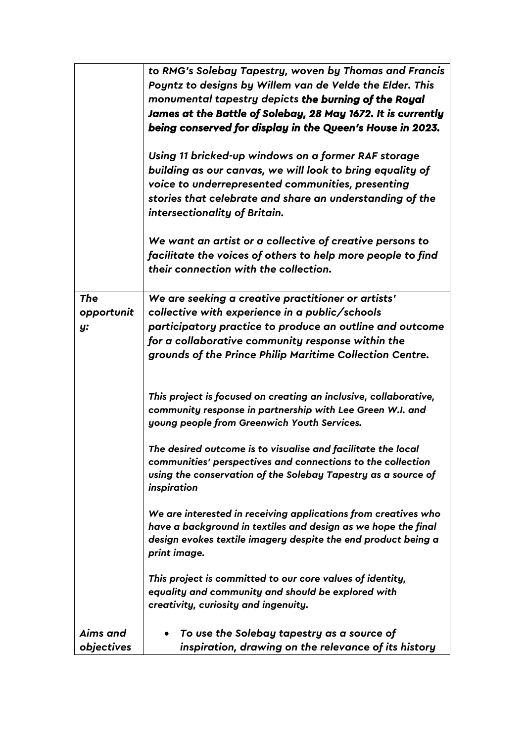| | |
|---|---|
| | *to RMG's Solebay Tapestry, woven by Thomas and Francis Poyntz to designs by Willem van de Velde the Elder. This monumental tapestry depicts* ***the burning of the Royal James at the Battle of Solebay, 28 May 1672. It is currently being conserved for display in the Queen's House in 2023.***<br><br>*Using 11 bricked-up windows on a former RAF storage building as our canvas, we will look to bring equality of voice to underrepresented communities, presenting stories that celebrate and share an understanding of the intersectionality of Britain.*<br><br>*We want an artist or a collective of creative persons to facilitate the voices of others to help more people to find their connection with the collection.* |
| ***The opportunity:*** | ***We are seeking a creative practitioner or artists' collective with experience in a public/schools participatory practice to produce an outline and outcome for a collaborative community response within the grounds of the Prince Philip Maritime Collection Centre.***<br><br>***This project is focused on creating an inclusive, collaborative, community response in partnership with Lee Green W.I. and young people from Greenwich Youth Services.***<br><br>***The desired outcome is to visualise and facilitate the local communities' perspectives and connections to the collection using the conservation of the Solebay Tapestry as a source of inspiration***<br><br>***We are interested in receiving applications from creatives who have a background in textiles and design as we hope the final design evokes textile imagery despite the end product being a print image.***<br><br>***This project is committed to our core values of identity, equality and community and should be explored with creativity, curiosity and ingenuity.*** |
| ***Aims and objectives*** | • ***To use the Solebay tapestry as a source of inspiration, drawing on the relevance of its history*** |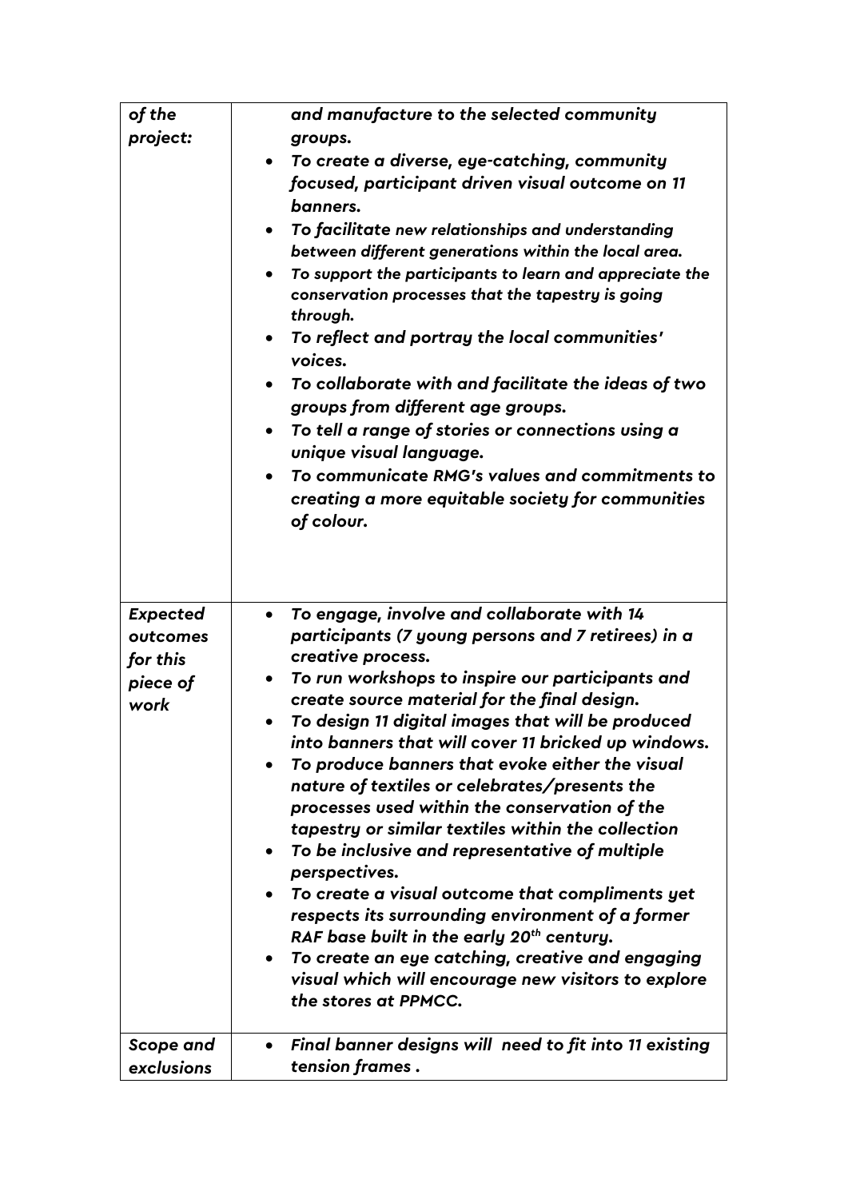| | |
|---|---|
| *of the project:* | *and manufacture to the selected community groups.*<br>• *To create a diverse, eye-catching, community focused, participant driven visual outcome on 11 banners.*<br>• *To facilitate new relationships and understanding between different generations within the local area.*<br>• *To support the participants to learn and appreciate the conservation processes that the tapestry is going through.*<br>• *To reflect and portray the local communities' voices.*<br>• *To collaborate with and facilitate the ideas of two groups from different age groups.*<br>• *To tell a range of stories or connections using a unique visual language.*<br>• *To communicate RMG's values and commitments to creating a more equitable society for communities of colour.* |
| *Expected outcomes for this piece of work* | • *To engage, involve and collaborate with 14 participants (7 young persons and 7 retirees) in a creative process.*<br>• *To run workshops to inspire our participants and create source material for the final design.*<br>• *To design 11 digital images that will be produced into banners that will cover 11 bricked up windows.*<br>• *To produce banners that evoke either the visual nature of textiles or celebrates/presents the processes used within the conservation of the tapestry or similar textiles within the collection*<br>• *To be inclusive and representative of multiple perspectives.*<br>• *To create a visual outcome that compliments yet respects its surrounding environment of a former RAF base built in the early 20th century.*<br>• *To create an eye catching, creative and engaging visual which will encourage new visitors to explore the stores at PPMCC.* |
| *Scope and exclusions* | • *Final banner designs will need to fit into 11 existing tension frames .* |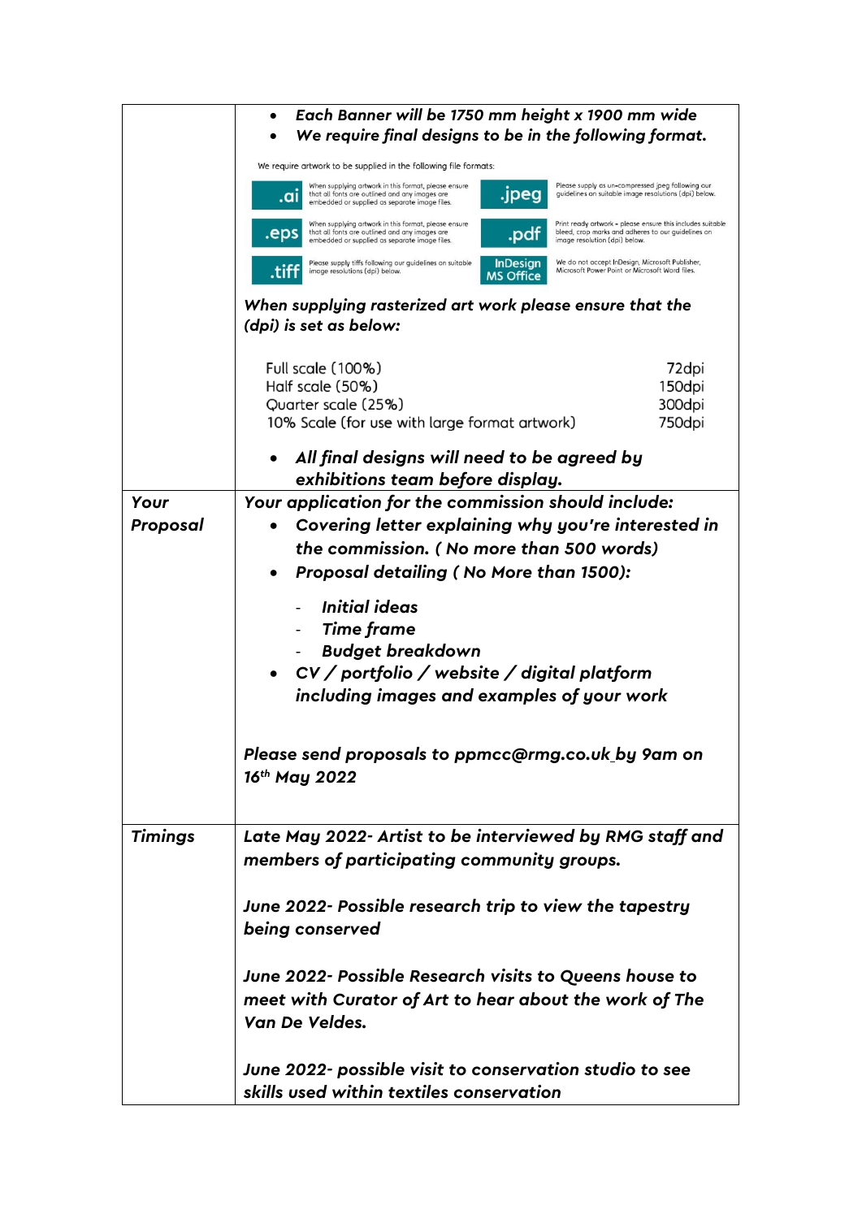| | |
|---|---|
| | • ***Each Banner will be 1750 mm height x 1900 mm wide***<br>• ***We require final designs to be in the following format.***<br><br>We require artwork to be supplied in the following file formats:<br><br>**.ai** When supplying artwork in this format, please ensure that all fonts are outlined and any images are embedded or supplied as separate image files.<br>**.jpeg** Please supply as un-compressed jpeg following our guidelines on suitable image resolutions (dpi) below.<br>**.eps** When supplying artwork in this format, please ensure that all fonts are outlined and any images are embedded or supplied as separate image files.<br>**.pdf** Print ready artwork - please ensure this includes suitable bleed, crop marks and adheres to our guidelines on image resolution (dpi) below.<br>**.tiff** Please supply tiffs following our guidelines on suitable image resolutions (dpi) below.<br>**InDesign MS Office** We do not accept InDesign, Microsoft Publisher, Microsoft Power Point or Microsoft Word files.<br><br>***When supplying rasterized art work please ensure that the (dpi) is set as below:***<br><br>Full scale (100%) 72dpi<br>Half scale (50%) 150dpi<br>Quarter scale (25%) 300dpi<br>10% Scale (for use with large format artwork) 750dpi<br><br>• ***All final designs will need to be agreed by exhibitions team before display.*** |
| ***Your Proposal*** | ***Your application for the commission should include:***<br>• ***Covering letter explaining why you're interested in the commission. ( No more than 500 words)***<br>• ***Proposal detailing ( No More than 1500):***<br>  - ***Initial ideas***<br>  - ***Time frame***<br>  - ***Budget breakdown***<br>• ***CV / portfolio / website / digital platform including images and examples of your work***<br><br>***Please send proposals to ppmcc@rmg.co.uk by 9am on 16th May 2022*** |
| ***Timings*** | ***Late May 2022- Artist to be interviewed by RMG staff and members of participating community groups.***<br><br>***June 2022- Possible research trip to view the tapestry being conserved***<br><br>***June 2022- Possible Research visits to Queens house to meet with Curator of Art to hear about the work of The Van De Veldes.***<br><br>***June 2022- possible visit to conservation studio to see skills used within textiles conservation*** |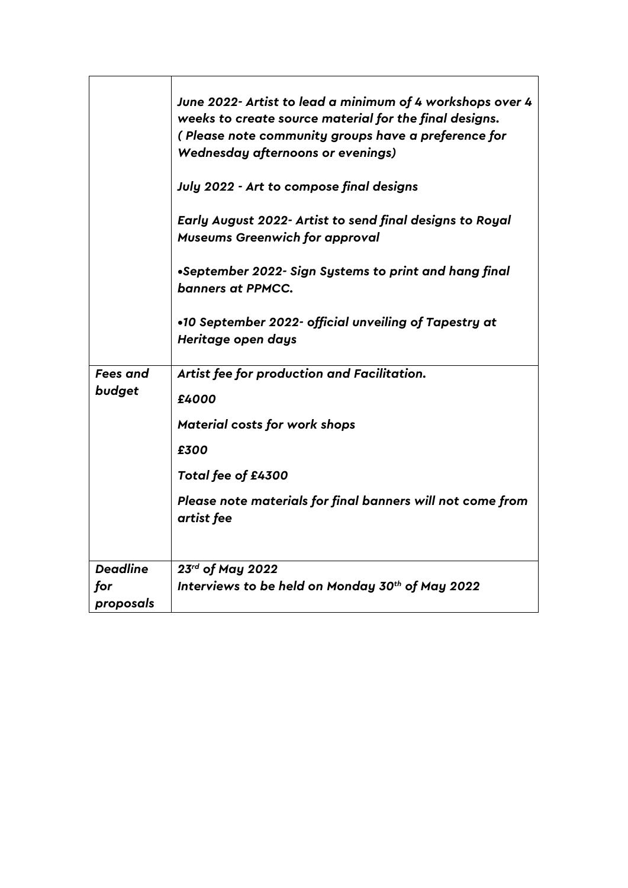| | |
|---|---|
| | *June 2022- Artist to lead a minimum of 4 workshops over 4 weeks to create source material for the final designs. ( Please note community groups have a preference for Wednesday afternoons or evenings)*<br><br>*July 2022 - Art to compose final designs*<br><br>*Early August 2022- Artist to send final designs to Royal Museums Greenwich for approval*<br><br>*•September 2022- Sign Systems to print and hang final banners at PPMCC.*<br><br>*•10 September 2022- official unveiling of Tapestry at Heritage open days* |
| ***Fees and budget*** | ***Artist fee for production and Facilitation.***<br><br>***£4000***<br><br>***Material costs for work shops***<br><br>***£300***<br><br>***Total fee of £4300***<br><br>***Please note materials for final banners will not come from artist fee*** |
| ***Deadline for proposals*** | ***23rd of May 2022***<br>***Interviews to be held on Monday 30th of May 2022*** |